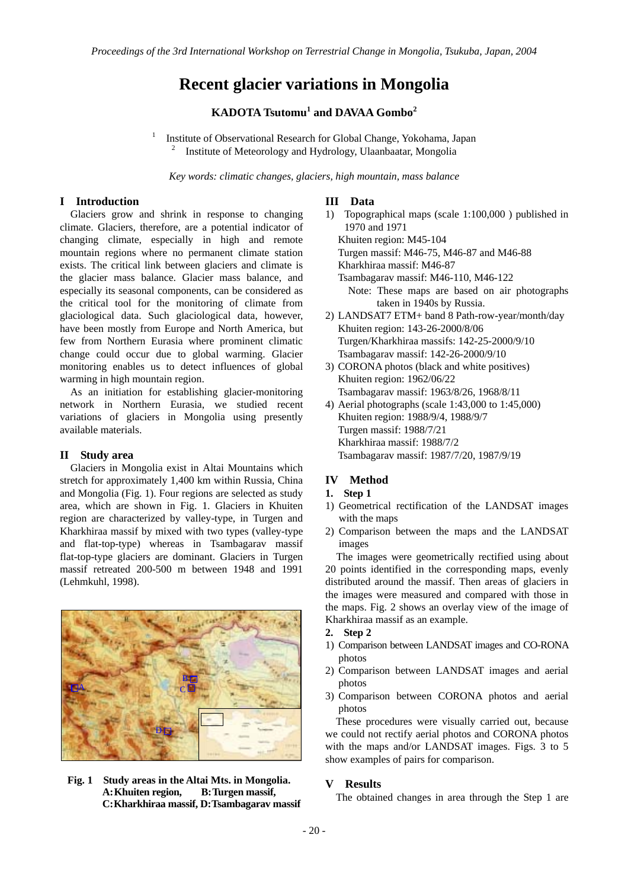# Recent glacier variations in Mongolia

**KADOTA Tsutomu[1] and DAVAA Gombo[2]**

[1] Institute of Observational Research for Global Change, Yokohama, Japan
[2] Institute of Meteorology and Hydrology, Ulaanbaatar, Mongolia

*Key words: climatic changes, glaciers, high mountain, mass balance*

## I Introduction

Glaciers grow and shrink in response to changing climate. Glaciers, therefore, are a potential indicator of changing climate, especially in high and remote mountain regions where no permanent climate station exists. The critical link between glaciers and climate is the glacier mass balance. Glacier mass balance, and especially its seasonal components, can be considered as the critical tool for the monitoring of climate from glaciological data. Such glaciological data, however, have been mostly from Europe and North America, but few from Northern Eurasia where prominent climatic change could occur due to global warming. Glacier monitoring enables us to detect influences of global warming in high mountain region.

As an initiation for establishing glacier-monitoring network in Northern Eurasia, we studied recent variations of glaciers in Mongolia using presently available materials.

## II Study area

Glaciers in Mongolia exist in Altai Mountains which stretch for approximately 1,400 km within Russia, China and Mongolia (Fig. 1). Four regions are selected as study area, which are shown in Fig. 1. Glaciers in Khuiten region are characterized by valley-type, in Turgen and Kharkhiraa massif by mixed with two types (valley-type and flat-top-type) whereas in Tsambagarav massif flat-top-type glaciers are dominant. Glaciers in Turgen massif retreated 200-500 m between 1948 and 1991 (Lehmkuhl, 1998).

**Fig. 1 Study areas in the Altai Mts. in Mongolia. A: Khuiten region, B: Turgen massif, C: Kharkhiraa massif, D: Tsambagarav massif**

## III Data

1) Topographical maps (scale 1:100,000 ) published in 1970 and 1971
   Khuiten region: M45-104
   Turgen massif: M46-75, M46-87 and M46-88
   Kharkhiraa massif: M46-87
   Tsambagarav massif: M46-110, M46-122
   Note: These maps are based on air photographs taken in 1940s by Russia.
2) LANDSAT7 ETM+ band 8 Path-row-year/month/day
   Khuiten region: 143-26-2000/8/06
   Turgen/Kharkhiraa massifs: 142-25-2000/9/10
   Tsambagarav massif: 142-26-2000/9/10
3) CORONA photos (black and white positives)
   Khuiten region: 1962/06/22
   Tsambagarav massif: 1963/8/26, 1968/8/11
4) Aerial photographs (scale 1:43,000 to 1:45,000)
   Khuiten region: 1988/9/4, 1988/9/7
   Turgen massif: 1988/7/21
   Kharkhiraa massif: 1988/7/2
   Tsambagarav massif: 1987/7/20, 1987/9/19

## IV Method

### 1. Step 1

1) Geometrical rectification of the LANDSAT images with the maps
2) Comparison between the maps and the LANDSAT images

The images were geometrically rectified using about 20 points identified in the corresponding maps, evenly distributed around the massif. Then areas of glaciers in the images were measured and compared with those in the maps. Fig. 2 shows an overlay view of the image of Kharkhiraa massif as an example.

### 2. Step 2

1) Comparison between LANDSAT images and CO-RONA photos
2) Comparison between LANDSAT images and aerial photos
3) Comparison between CORONA photos and aerial photos

These procedures were visually carried out, because we could not rectify aerial photos and CORONA photos with the maps and/or LANDSAT images. Figs. 3 to 5 show examples of pairs for comparison.

## V Results

The obtained changes in area through the Step 1 are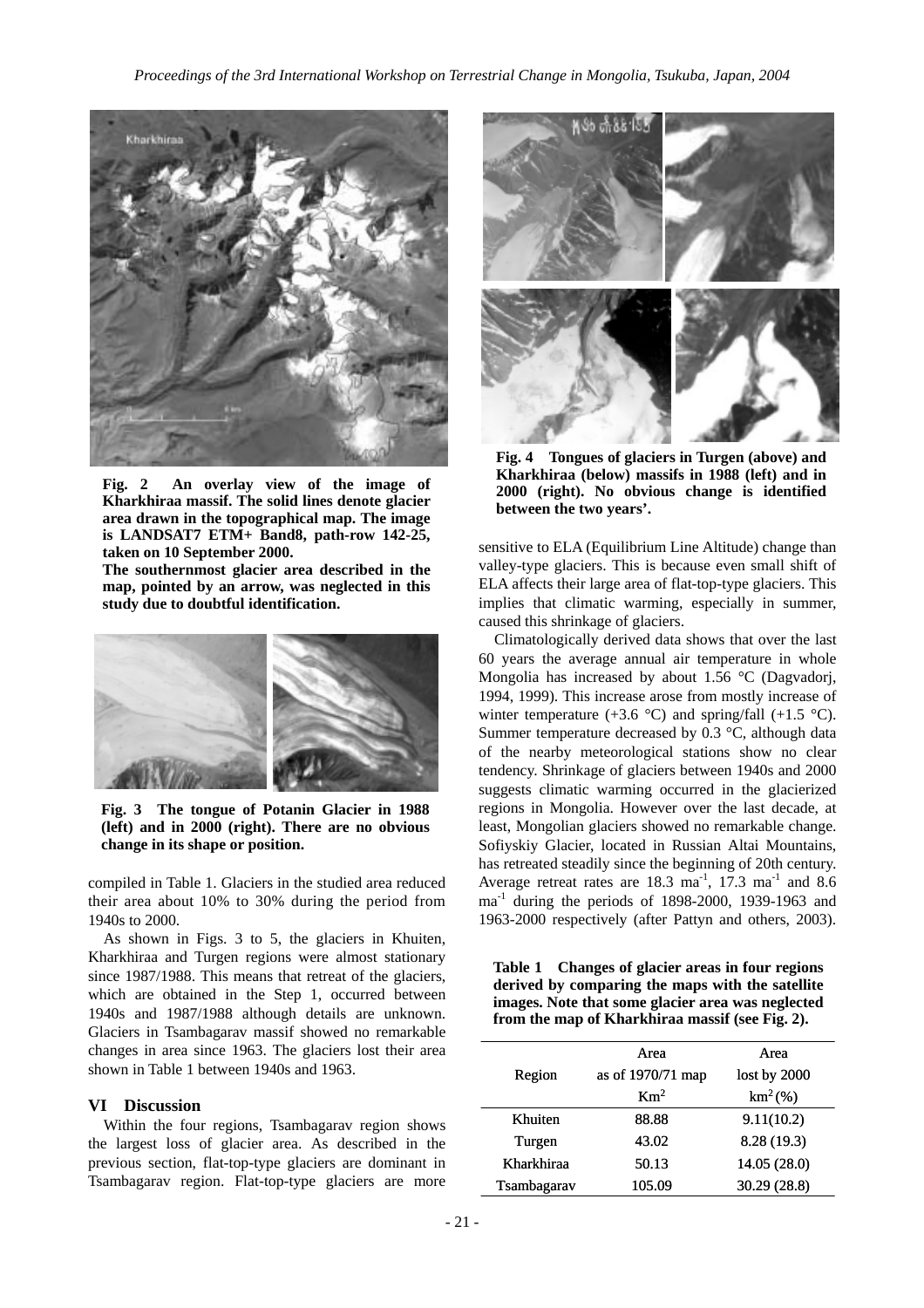Fig. 2 An overlay view of the image of Kharkhiraa massif. The solid lines denote glacier area drawn in the topographical map. The image is LANDSAT7 ETM+ Band8, path-row 142-25, taken on 10 September 2000.

The southernmost glacier area described in the map, pointed by an arrow, was neglected in this study due to doubtful identification.

Fig. 3 The tongue of Potanin Glacier in 1988 (left) and in 2000 (right). There are no obvious change in its shape or position.

compiled in Table 1. Glaciers in the studied area reduced their area about 10% to 30% during the period from 1940s to 2000.

As shown in Figs. 3 to 5, the glaciers in Khuiten, Kharkhiraa and Turgen regions were almost stationary since 1987/1988. This means that retreat of the glaciers, which are obtained in the Step 1, occurred between 1940s and 1987/1988 although details are unknown. Glaciers in Tsambagarav massif showed no remarkable changes in area since 1963. The glaciers lost their area shown in Table 1 between 1940s and 1963.

## VI Discussion

Within the four regions, Tsambagarav region shows the largest loss of glacier area. As described in the previous section, flat-top-type glaciers are dominant in Tsambagarav region. Flat-top-type glaciers are more sensitive to ELA (Equilibrium Line Altitude) change than valley-type glaciers. This is because even small shift of ELA affects their large area of flat-top-type glaciers. This implies that climatic warming, especially in summer, caused this shrinkage of glaciers.

Climatologically derived data shows that over the last 60 years the average annual air temperature in whole Mongolia has increased by about 1.56 °C (Dagvadorj, 1994, 1999). This increase arose from mostly increase of winter temperature (+3.6 °C) and spring/fall (+1.5 °C). Summer temperature decreased by 0.3 °C, although data of the nearby meteorological stations show no clear tendency. Shrinkage of glaciers between 1940s and 2000 suggests climatic warming occurred in the glacierized regions in Mongolia. However over the last decade, at least, Mongolian glaciers showed no remarkable change. Sofiyskiy Glacier, located in Russian Altai Mountains, has retreated steadily since the beginning of 20th century. Average retreat rates are 18.3 $ma^{-1}$, 17.3 $ma^{-1}$ and 8.6 $ma^{-1}$ during the periods of 1898-2000, 1939-1963 and 1963-2000 respectively (after Pattyn and others, 2003).

Fig. 4 Tongues of glaciers in Turgen (above) and Kharkhiraa (below) massifs in 1988 (left) and in 2000 (right). No obvious change is identified between the two years'.

**Table 1 Changes of glacier areas in four regions derived by comparing the maps with the satellite images. Note that some glacier area was neglected from the map of Kharkhiraa massif (see Fig. 2).**

| Region | Area as of 1970/71 map $Km^2$ | Area lost by 2000 $km^2$ (%) |
|---|---|---|
| Khuiten | 88.88 | 9.11 (10.2) |
| Turgen | 43.02 | 8.28 (19.3) |
| Kharkhiraa | 50.13 | 14.05 (28.0) |
| Tsambagarav | 105.09 | 30.29 (28.8) |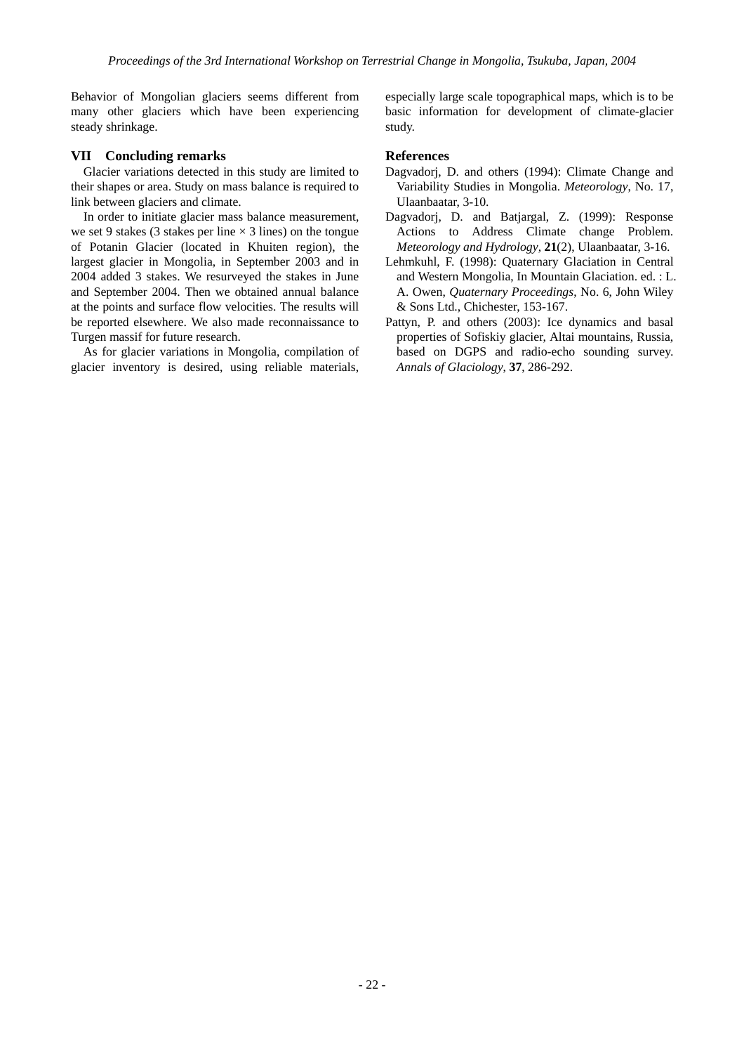Behavior of Mongolian glaciers seems different from many other glaciers which have been experiencing steady shrinkage.

## VII Concluding remarks

Glacier variations detected in this study are limited to their shapes or area. Study on mass balance is required to link between glaciers and climate.

In order to initiate glacier mass balance measurement, we set 9 stakes (3 stakes per line × 3 lines) on the tongue of Potanin Glacier (located in Khuiten region), the largest glacier in Mongolia, in September 2003 and in 2004 added 3 stakes. We resurveyed the stakes in June and September 2004. Then we obtained annual balance at the points and surface flow velocities. The results will be reported elsewhere. We also made reconnaissance to Turgen massif for future research.

As for glacier variations in Mongolia, compilation of glacier inventory is desired, using reliable materials, especially large scale topographical maps, which is to be basic information for development of climate-glacier study.

## References

Dagvadorj, D. and others (1994): Climate Change and Variability Studies in Mongolia. *Meteorology*, No. 17, Ulaanbaatar, 3-10.

Dagvadorj, D. and Batjargal, Z. (1999): Response Actions to Address Climate change Problem. *Meteorology and Hydrology*, **21**(2), Ulaanbaatar, 3-16.

Lehmkuhl, F. (1998): Quaternary Glaciation in Central and Western Mongolia, In Mountain Glaciation. ed. : L. A. Owen, *Quaternary Proceedings*, No. 6, John Wiley & Sons Ltd., Chichester, 153-167.

Pattyn, P. and others (2003): Ice dynamics and basal properties of Sofiskiy glacier, Altai mountains, Russia, based on DGPS and radio-echo sounding survey. *Annals of Glaciology*, **37**, 286-292.